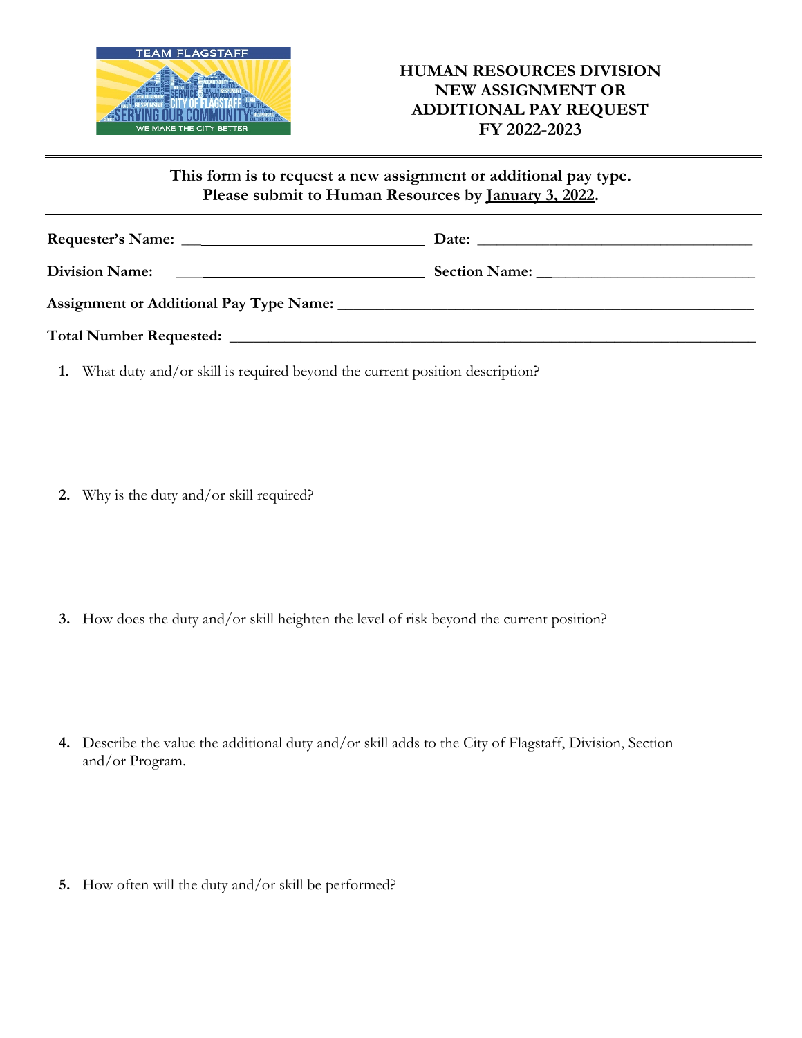TEAM FLAGSTAFF

SERVING OUR COMMUNITY

WE MAKE THE CITY BETTER

# HUMAN RESOURCES DIVISION NEW ASSIGNMENT OR ADDITIONAL PAY REQUEST FY 2022-2023

**This form is to request a new assignment or additional pay type.**
**Please submit to Human Resources by January 3, 2022.**

---

**Requester's Name:** ______________________________ **Date:** ______________________________

**Division Name:** ______________________________ **Section Name:** ______________________________

**Assignment or Additional Pay Type Name:** ______________________________

**Total Number Requested:** ______________________________

1. What duty and/or skill is required beyond the current position description?

2. Why is the duty and/or skill required?

3. How does the duty and/or skill heighten the level of risk beyond the current position?

4. Describe the value the additional duty and/or skill adds to the City of Flagstaff, Division, Section and/or Program.

5. How often will the duty and/or skill be performed?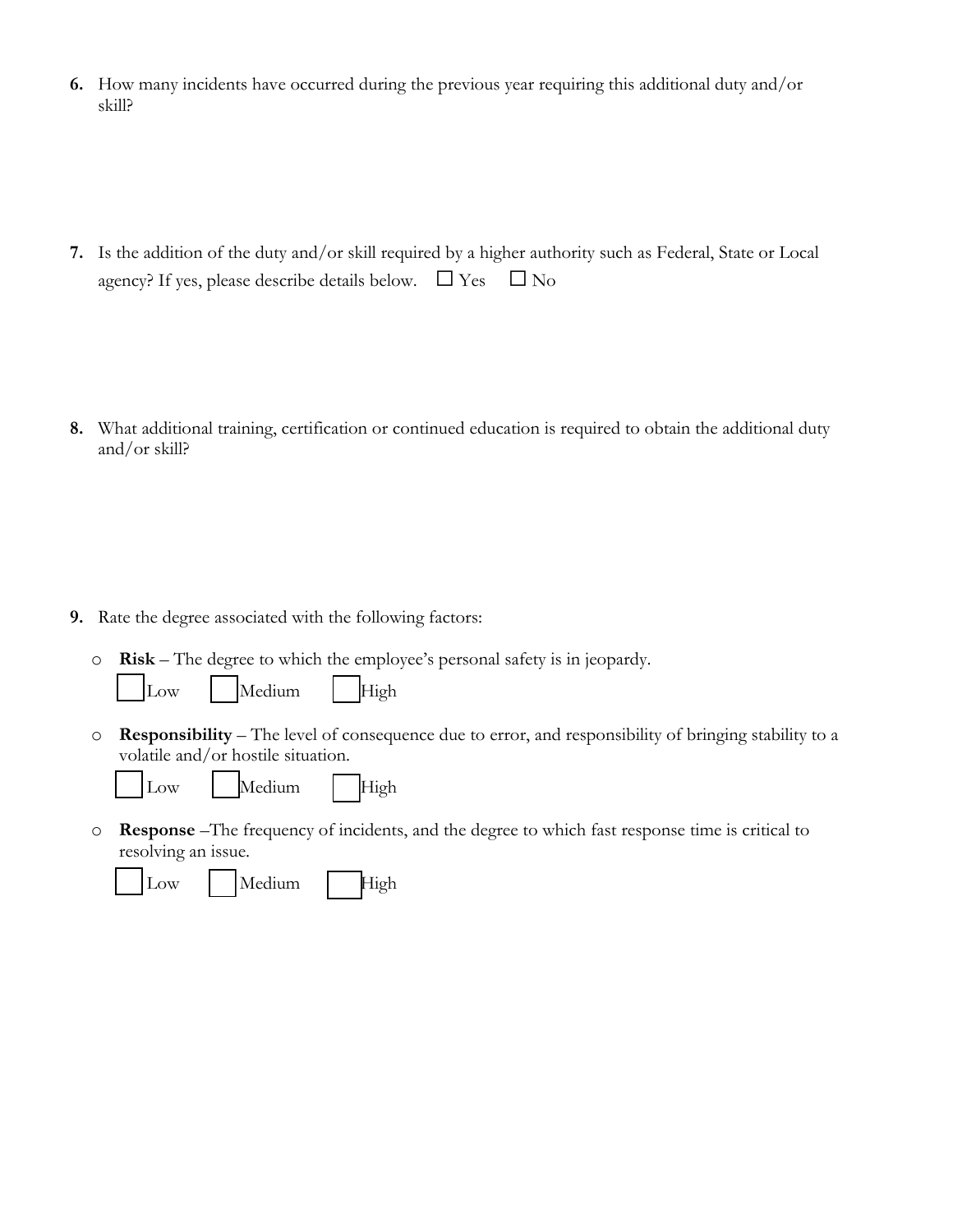6. How many incidents have occurred during the previous year requiring this additional duty and/or skill?

7. Is the addition of the duty and/or skill required by a higher authority such as Federal, State or Local agency? If yes, please describe details below. ☐ Yes ☐ No

8. What additional training, certification or continued education is required to obtain the additional duty and/or skill?

9. Rate the degree associated with the following factors:

   - **Risk** – The degree to which the employee's personal safety is in jeopardy.

     ☐ Low ☐ Medium ☐ High

   - **Responsibility** – The level of consequence due to error, and responsibility of bringing stability to a volatile and/or hostile situation.

     ☐ Low ☐ Medium ☐ High

   - **Response** –The frequency of incidents, and the degree to which fast response time is critical to resolving an issue.

     ☐ Low ☐ Medium ☐ High